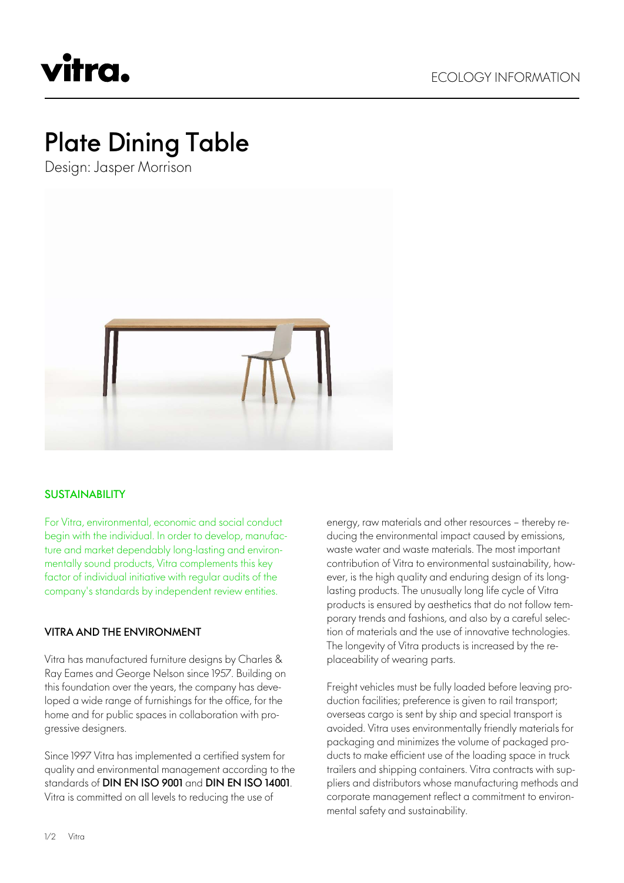vitra.

ECOLOGY INFORMATION

# Plate Dining Table

Design: Jasper Morrison

## SUSTAINABILITY

For Vitra, environmental, economic and social conduct begin with the individual. In order to develop, manufacture and market dependably long-lasting and environmentally sound products, Vitra complements this key factor of individual initiative with regular audits of the company's standards by independent review entities.

## VITRA AND THE ENVIRONMENT

Vitra has manufactured furniture designs by Charles & Ray Eames and George Nelson since 1957. Building on this foundation over the years, the company has developed a wide range of furnishings for the office, for the home and for public spaces in collaboration with progressive designers.

Since 1997 Vitra has implemented a certified system for quality and environmental management according to the standards of **DIN EN ISO 9001** and **DIN EN ISO 14001**. Vitra is committed on all levels to reducing the use of energy, raw materials and other resources – thereby reducing the environmental impact caused by emissions, waste water and waste materials. The most important contribution of Vitra to environmental sustainability, however, is the high quality and enduring design of its long-lasting products. The unusually long life cycle of Vitra products is ensured by aesthetics that do not follow temporary trends and fashions, and also by a careful selection of materials and the use of innovative technologies. The longevity of Vitra products is increased by the replaceability of wearing parts.

Freight vehicles must be fully loaded before leaving production facilities; preference is given to rail transport; overseas cargo is sent by ship and special transport is avoided. Vitra uses environmentally friendly materials for packaging and minimizes the volume of packaged products to make efficient use of the loading space in truck trailers and shipping containers. Vitra contracts with suppliers and distributors whose manufacturing methods and corporate management reflect a commitment to environmental safety and sustainability.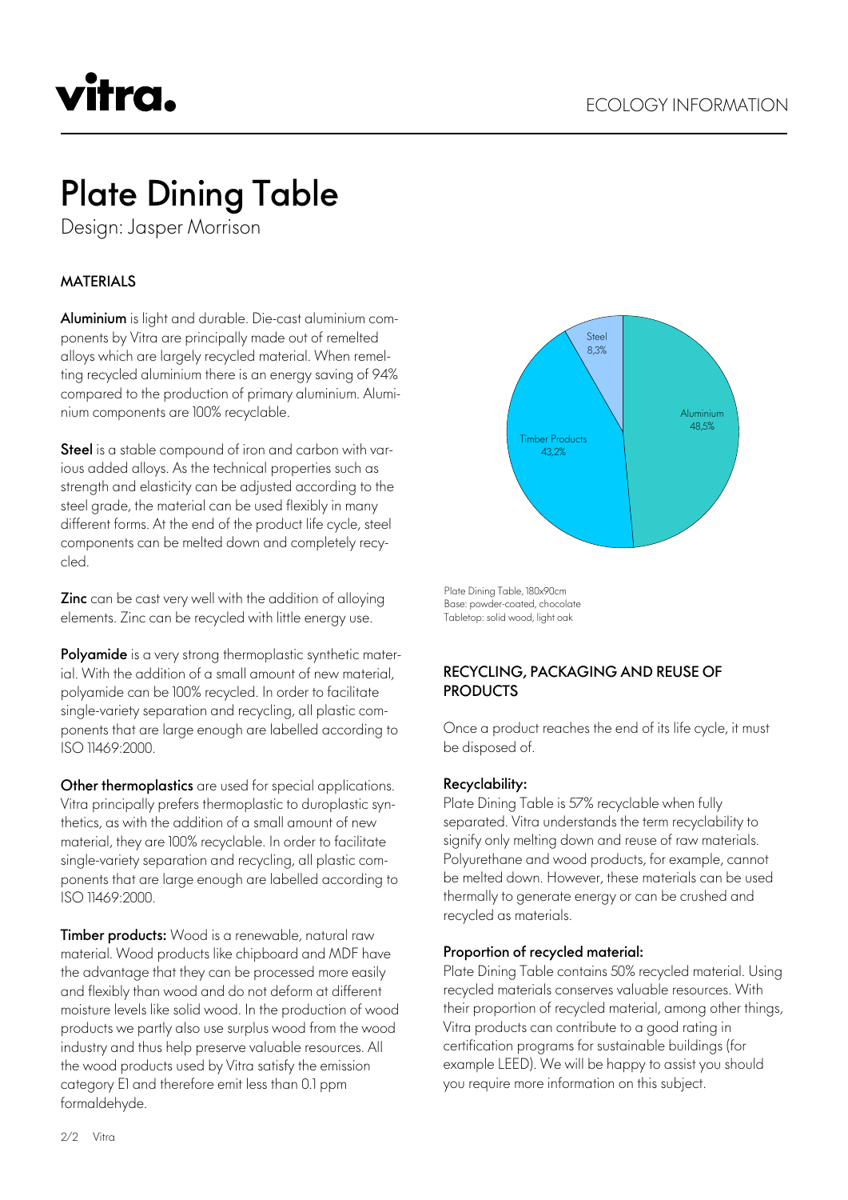vitra.

ECOLOGY INFORMATION

# Plate Dining Table

Design: Jasper Morrison

## MATERIALS

**Aluminium** is light and durable. Die-cast aluminium components by Vitra are principally made out of remelted alloys which are largely recycled material. When remelting recycled aluminium there is an energy saving of 94% compared to the production of primary aluminium. Aluminium components are 100% recyclable.

**Steel** is a stable compound of iron and carbon with various added alloys. As the technical properties such as strength and elasticity can be adjusted according to the steel grade, the material can be used flexibly in many different forms. At the end of the product life cycle, steel components can be melted down and completely recycled.

**Zinc** can be cast very well with the addition of alloying elements. Zinc can be recycled with little energy use.

**Polyamide** is a very strong thermoplastic synthetic material. With the addition of a small amount of new material, polyamide can be 100% recycled. In order to facilitate single-variety separation and recycling, all plastic components that are large enough are labelled according to ISO 11469:2000.

**Other thermoplastics** are used for special applications. Vitra principally prefers thermoplastic to duroplastic synthetics, as with the addition of a small amount of new material, they are 100% recyclable. In order to facilitate single-variety separation and recycling, all plastic components that are large enough are labelled according to ISO 11469:2000.

**Timber products:** Wood is a renewable, natural raw material. Wood products like chipboard and MDF have the advantage that they can be processed more easily and flexibly than wood and do not deform at different moisture levels like solid wood. In the production of wood products we partly also use surplus wood from the wood industry and thus help preserve valuable resources. All the wood products used by Vitra satisfy the emission category E1 and therefore emit less than 0.1 ppm formaldehyde.

Steel
8,3%

Aluminium
48,5%

Timber Products
43,2%

Plate Dining Table, 180x90cm
Base: powder-coated, chocolate
Tabletop: solid wood, light oak

## RECYCLING, PACKAGING AND REUSE OF PRODUCTS

Once a product reaches the end of its life cycle, it must be disposed of.

### Recyclability:

Plate Dining Table is 57% recyclable when fully separated. Vitra understands the term recyclability to signify only melting down and reuse of raw materials. Polyurethane and wood products, for example, cannot be melted down. However, these materials can be used thermally to generate energy or can be crushed and recycled as materials.

### Proportion of recycled material:

Plate Dining Table contains 50% recycled material. Using recycled materials conserves valuable resources. With their proportion of recycled material, among other things, Vitra products can contribute to a good rating in certification programs for sustainable buildings (for example LEED). We will be happy to assist you should you require more information on this subject.